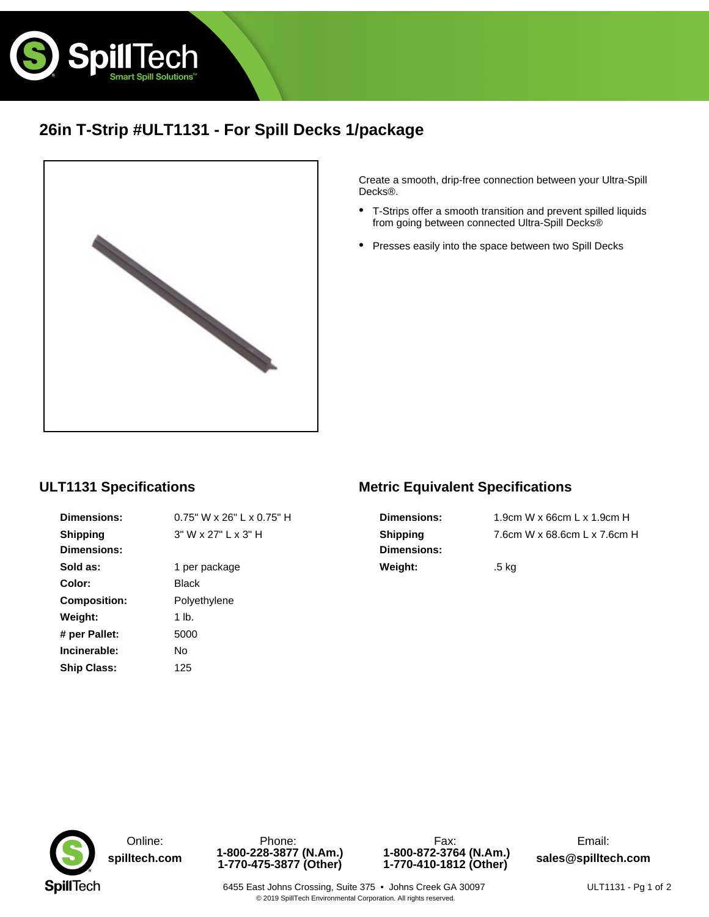# 26in T-Strip #ULT1131 - For Spill Decks 1/package

Create a smooth, drip-free connection between your Ultra-Spill Decks®.

- T-Strips offer a smooth transition and prevent spilled liquids from going between connected Ultra-Spill Decks®
- Presses easily into the space between two Spill Decks

## ULT1131 Specifications

| | |
|---|---|
| **Dimensions:** | 0.75" W x 26" L x 0.75" H |
| **Shipping Dimensions:** | 3" W x 27" L x 3" H |
| **Sold as:** | 1 per package |
| **Color:** | Black |
| **Composition:** | Polyethylene |
| **Weight:** | 1 lb. |
| **# per Pallet:** | 5000 |
| **Incinerable:** | No |
| **Ship Class:** | 125 |

## Metric Equivalent Specifications

| | |
|---|---|
| **Dimensions:** | 1.9cm W x 66cm L x 1.9cm H |
| **Shipping Dimensions:** | 7.6cm W x 68.6cm L x 7.6cm H |
| **Weight:** | .5 kg |

Online: **spilltech.com**

Phone: **1-800-228-3877 (N.Am.)** **1-770-475-3877 (Other)**

Fax: **1-800-872-3764 (N.Am.)** **1-770-410-1812 (Other)**

Email: **sales@spilltech.com**

6455 East Johns Crossing, Suite 375 • Johns Creek GA 30097

© 2019 SpillTech Environmental Corporation. All rights reserved.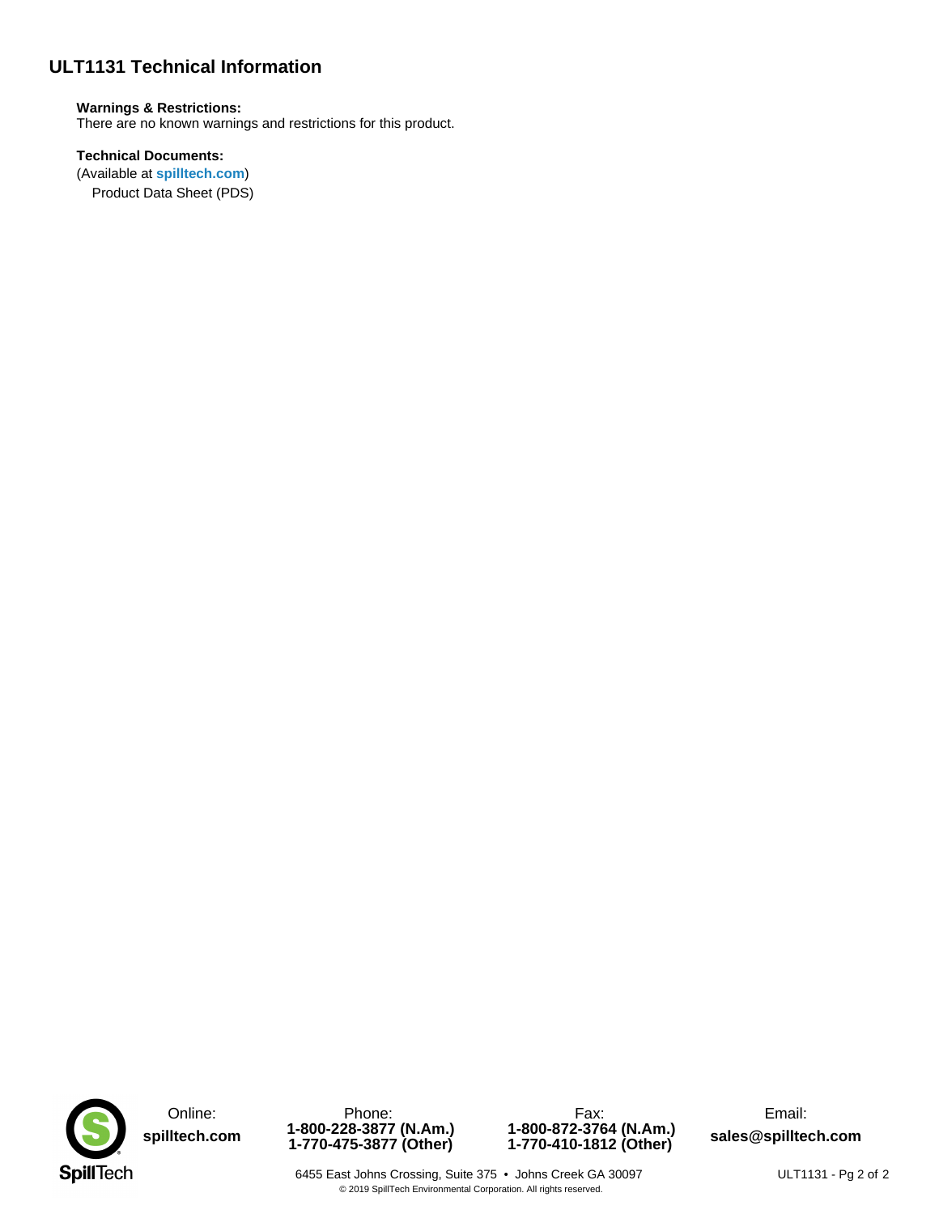## ULT1131 Technical Information

**Warnings & Restrictions:**
There are no known warnings and restrictions for this product.

**Technical Documents:**
(Available at **spilltech.com**)
Product Data Sheet (PDS)

Online: **spilltech.com**

Phone: **1-800-228-3877 (N.Am.)** **1-770-475-3877 (Other)**

Fax: **1-800-872-3764 (N.Am.)** **1-770-410-1812 (Other)**

Email: **sales@spilltech.com**

6455 East Johns Crossing, Suite 375 • Johns Creek GA 30097
© 2019 SpillTech Environmental Corporation. All rights reserved.